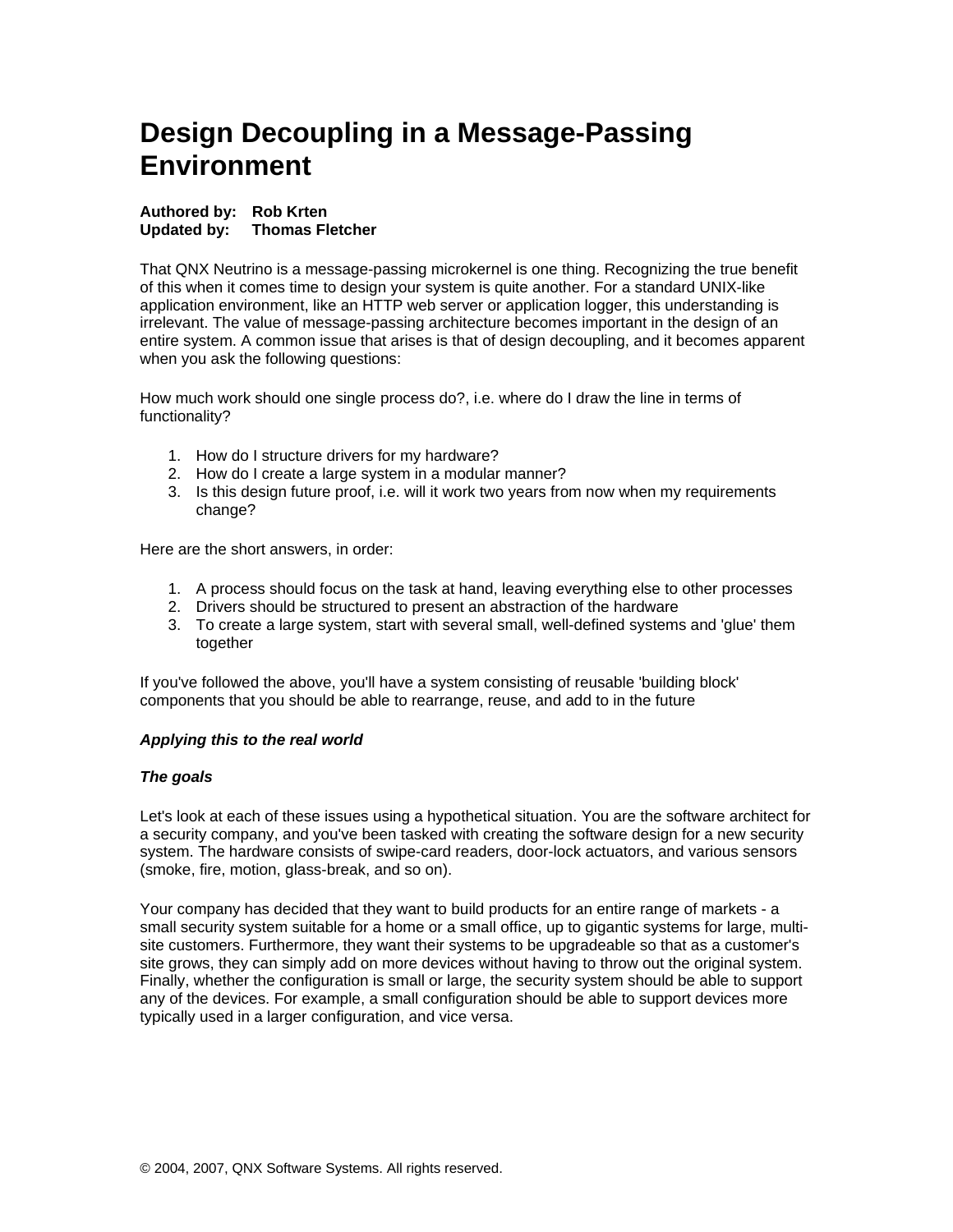# Design Decoupling in a Message-Passing Environment

**Authored by: Rob Krten**
**Updated by: Thomas Fletcher**

That QNX Neutrino is a message-passing microkernel is one thing. Recognizing the true benefit of this when it comes time to design your system is quite another. For a standard UNIX-like application environment, like an HTTP web server or application logger, this understanding is irrelevant. The value of message-passing architecture becomes important in the design of an entire system. A common issue that arises is that of design decoupling, and it becomes apparent when you ask the following questions:

How much work should one single process do?, i.e. where do I draw the line in terms of functionality?

1. How do I structure drivers for my hardware?
2. How do I create a large system in a modular manner?
3. Is this design future proof, i.e. will it work two years from now when my requirements change?

Here are the short answers, in order:

1. A process should focus on the task at hand, leaving everything else to other processes
2. Drivers should be structured to present an abstraction of the hardware
3. To create a large system, start with several small, well-defined systems and 'glue' them together

If you've followed the above, you'll have a system consisting of reusable 'building block' components that you should be able to rearrange, reuse, and add to in the future

***Applying this to the real world***

***The goals***

Let's look at each of these issues using a hypothetical situation. You are the software architect for a security company, and you've been tasked with creating the software design for a new security system. The hardware consists of swipe-card readers, door-lock actuators, and various sensors (smoke, fire, motion, glass-break, and so on).

Your company has decided that they want to build products for an entire range of markets - a small security system suitable for a home or a small office, up to gigantic systems for large, multi-site customers. Furthermore, they want their systems to be upgradeable so that as a customer's site grows, they can simply add on more devices without having to throw out the original system. Finally, whether the configuration is small or large, the security system should be able to support any of the devices. For example, a small configuration should be able to support devices more typically used in a larger configuration, and vice versa.

© 2004, 2007, QNX Software Systems. All rights reserved.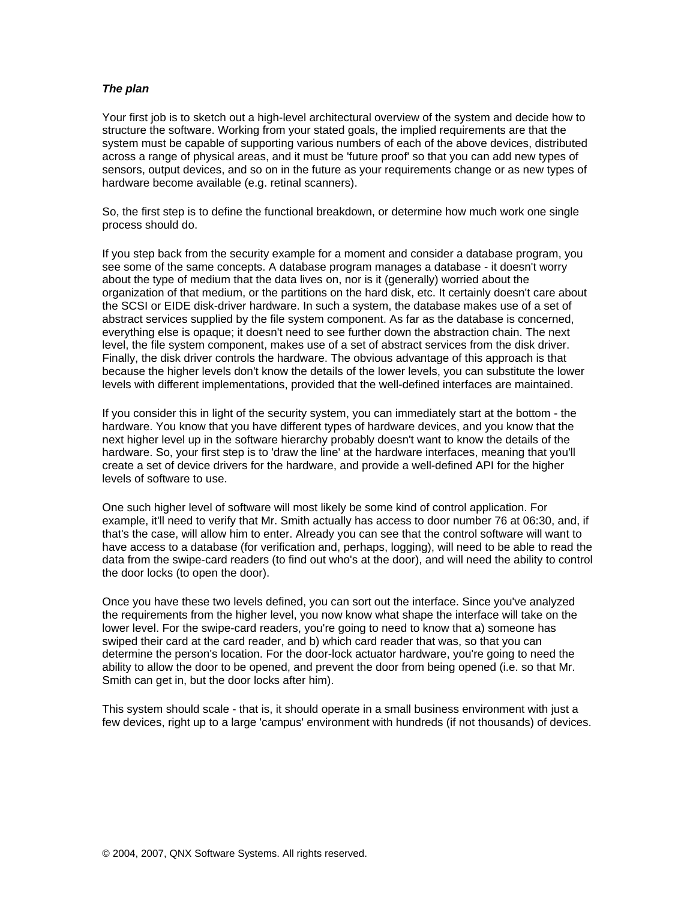### *The plan*

Your first job is to sketch out a high-level architectural overview of the system and decide how to structure the software. Working from your stated goals, the implied requirements are that the system must be capable of supporting various numbers of each of the above devices, distributed across a range of physical areas, and it must be 'future proof' so that you can add new types of sensors, output devices, and so on in the future as your requirements change or as new types of hardware become available (e.g. retinal scanners).

So, the first step is to define the functional breakdown, or determine how much work one single process should do.

If you step back from the security example for a moment and consider a database program, you see some of the same concepts. A database program manages a database - it doesn't worry about the type of medium that the data lives on, nor is it (generally) worried about the organization of that medium, or the partitions on the hard disk, etc. It certainly doesn't care about the SCSI or EIDE disk-driver hardware. In such a system, the database makes use of a set of abstract services supplied by the file system component. As far as the database is concerned, everything else is opaque; it doesn't need to see further down the abstraction chain. The next level, the file system component, makes use of a set of abstract services from the disk driver. Finally, the disk driver controls the hardware. The obvious advantage of this approach is that because the higher levels don't know the details of the lower levels, you can substitute the lower levels with different implementations, provided that the well-defined interfaces are maintained.

If you consider this in light of the security system, you can immediately start at the bottom - the hardware. You know that you have different types of hardware devices, and you know that the next higher level up in the software hierarchy probably doesn't want to know the details of the hardware. So, your first step is to 'draw the line' at the hardware interfaces, meaning that you'll create a set of device drivers for the hardware, and provide a well-defined API for the higher levels of software to use.

One such higher level of software will most likely be some kind of control application. For example, it'll need to verify that Mr. Smith actually has access to door number 76 at 06:30, and, if that's the case, will allow him to enter. Already you can see that the control software will want to have access to a database (for verification and, perhaps, logging), will need to be able to read the data from the swipe-card readers (to find out who's at the door), and will need the ability to control the door locks (to open the door).

Once you have these two levels defined, you can sort out the interface. Since you've analyzed the requirements from the higher level, you now know what shape the interface will take on the lower level. For the swipe-card readers, you're going to need to know that a) someone has swiped their card at the card reader, and b) which card reader that was, so that you can determine the person's location. For the door-lock actuator hardware, you're going to need the ability to allow the door to be opened, and prevent the door from being opened (i.e. so that Mr. Smith can get in, but the door locks after him).

This system should scale - that is, it should operate in a small business environment with just a few devices, right up to a large 'campus' environment with hundreds (if not thousands) of devices.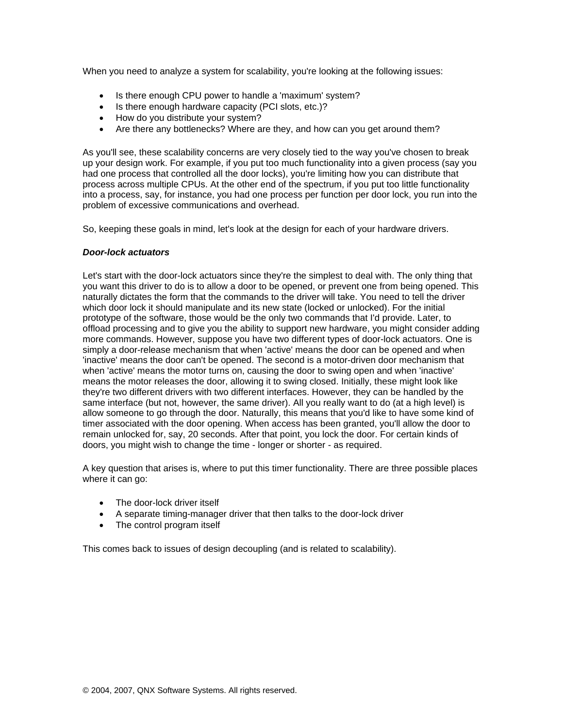When you need to analyze a system for scalability, you're looking at the following issues:

- Is there enough CPU power to handle a 'maximum' system?
- Is there enough hardware capacity (PCI slots, etc.)?
- How do you distribute your system?
- Are there any bottlenecks? Where are they, and how can you get around them?

As you'll see, these scalability concerns are very closely tied to the way you've chosen to break up your design work. For example, if you put too much functionality into a given process (say you had one process that controlled all the door locks), you're limiting how you can distribute that process across multiple CPUs. At the other end of the spectrum, if you put too little functionality into a process, say, for instance, you had one process per function per door lock, you run into the problem of excessive communications and overhead.

So, keeping these goals in mind, let's look at the design for each of your hardware drivers.

***Door-lock actuators***

Let's start with the door-lock actuators since they're the simplest to deal with. The only thing that you want this driver to do is to allow a door to be opened, or prevent one from being opened. This naturally dictates the form that the commands to the driver will take. You need to tell the driver which door lock it should manipulate and its new state (locked or unlocked). For the initial prototype of the software, those would be the only two commands that I'd provide. Later, to offload processing and to give you the ability to support new hardware, you might consider adding more commands. However, suppose you have two different types of door-lock actuators. One is simply a door-release mechanism that when 'active' means the door can be opened and when 'inactive' means the door can't be opened. The second is a motor-driven door mechanism that when 'active' means the motor turns on, causing the door to swing open and when 'inactive' means the motor releases the door, allowing it to swing closed. Initially, these might look like they're two different drivers with two different interfaces. However, they can be handled by the same interface (but not, however, the same driver). All you really want to do (at a high level) is allow someone to go through the door. Naturally, this means that you'd like to have some kind of timer associated with the door opening. When access has been granted, you'll allow the door to remain unlocked for, say, 20 seconds. After that point, you lock the door. For certain kinds of doors, you might wish to change the time - longer or shorter - as required.

A key question that arises is, where to put this timer functionality. There are three possible places where it can go:

- The door-lock driver itself
- A separate timing-manager driver that then talks to the door-lock driver
- The control program itself

This comes back to issues of design decoupling (and is related to scalability).

© 2004, 2007, QNX Software Systems. All rights reserved.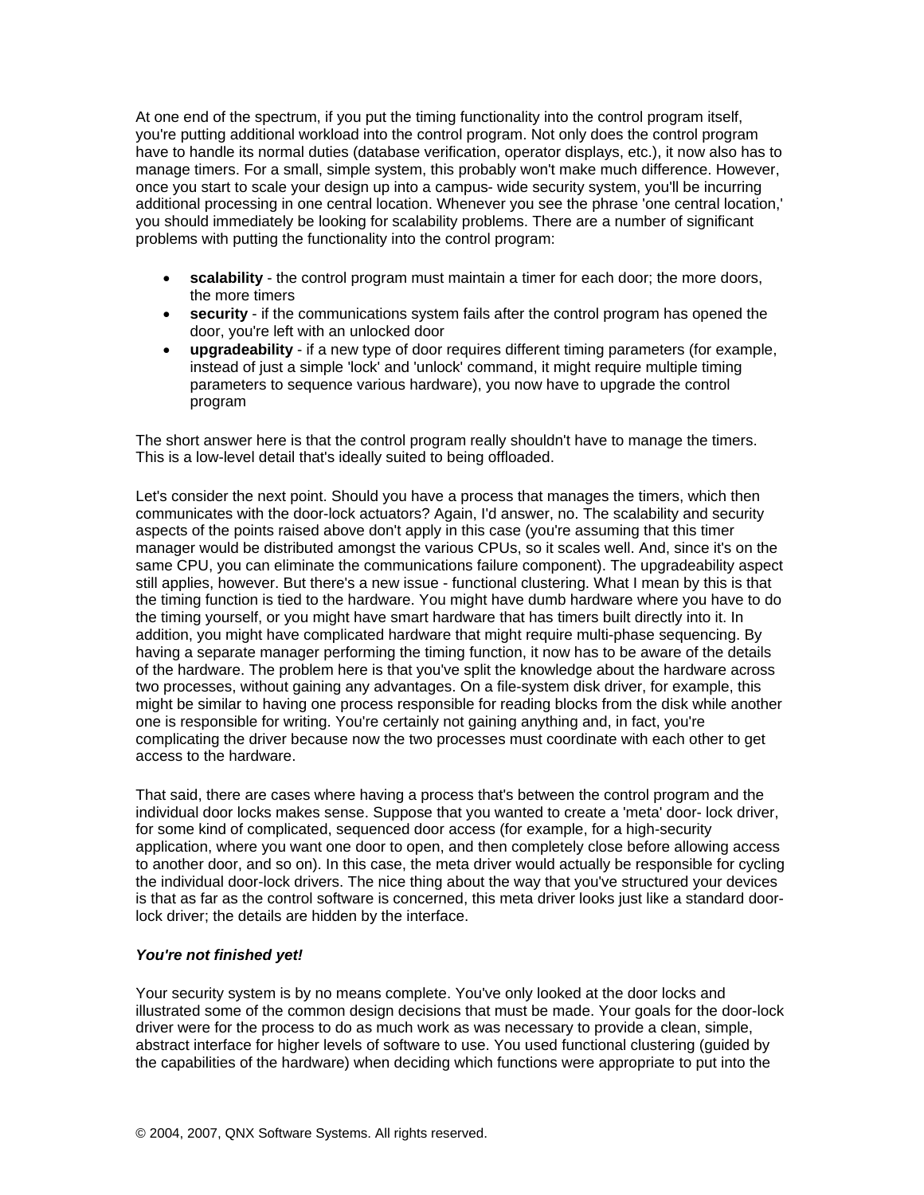At one end of the spectrum, if you put the timing functionality into the control program itself, you're putting additional workload into the control program. Not only does the control program have to handle its normal duties (database verification, operator displays, etc.), it now also has to manage timers. For a small, simple system, this probably won't make much difference. However, once you start to scale your design up into a campus- wide security system, you'll be incurring additional processing in one central location. Whenever you see the phrase 'one central location,' you should immediately be looking for scalability problems. There are a number of significant problems with putting the functionality into the control program:

- **scalability** - the control program must maintain a timer for each door; the more doors, the more timers
- **security** - if the communications system fails after the control program has opened the door, you're left with an unlocked door
- **upgradeability** - if a new type of door requires different timing parameters (for example, instead of just a simple 'lock' and 'unlock' command, it might require multiple timing parameters to sequence various hardware), you now have to upgrade the control program

The short answer here is that the control program really shouldn't have to manage the timers. This is a low-level detail that's ideally suited to being offloaded.

Let's consider the next point. Should you have a process that manages the timers, which then communicates with the door-lock actuators? Again, I'd answer, no. The scalability and security aspects of the points raised above don't apply in this case (you're assuming that this timer manager would be distributed amongst the various CPUs, so it scales well. And, since it's on the same CPU, you can eliminate the communications failure component). The upgradeability aspect still applies, however. But there's a new issue - functional clustering. What I mean by this is that the timing function is tied to the hardware. You might have dumb hardware where you have to do the timing yourself, or you might have smart hardware that has timers built directly into it. In addition, you might have complicated hardware that might require multi-phase sequencing. By having a separate manager performing the timing function, it now has to be aware of the details of the hardware. The problem here is that you've split the knowledge about the hardware across two processes, without gaining any advantages. On a file-system disk driver, for example, this might be similar to having one process responsible for reading blocks from the disk while another one is responsible for writing. You're certainly not gaining anything and, in fact, you're complicating the driver because now the two processes must coordinate with each other to get access to the hardware.

That said, there are cases where having a process that's between the control program and the individual door locks makes sense. Suppose that you wanted to create a 'meta' door- lock driver, for some kind of complicated, sequenced door access (for example, for a high-security application, where you want one door to open, and then completely close before allowing access to another door, and so on). In this case, the meta driver would actually be responsible for cycling the individual door-lock drivers. The nice thing about the way that you've structured your devices is that as far as the control software is concerned, this meta driver looks just like a standard door-lock driver; the details are hidden by the interface.

***You're not finished yet!***

Your security system is by no means complete. You've only looked at the door locks and illustrated some of the common design decisions that must be made. Your goals for the door-lock driver were for the process to do as much work as was necessary to provide a clean, simple, abstract interface for higher levels of software to use. You used functional clustering (guided by the capabilities of the hardware) when deciding which functions were appropriate to put into the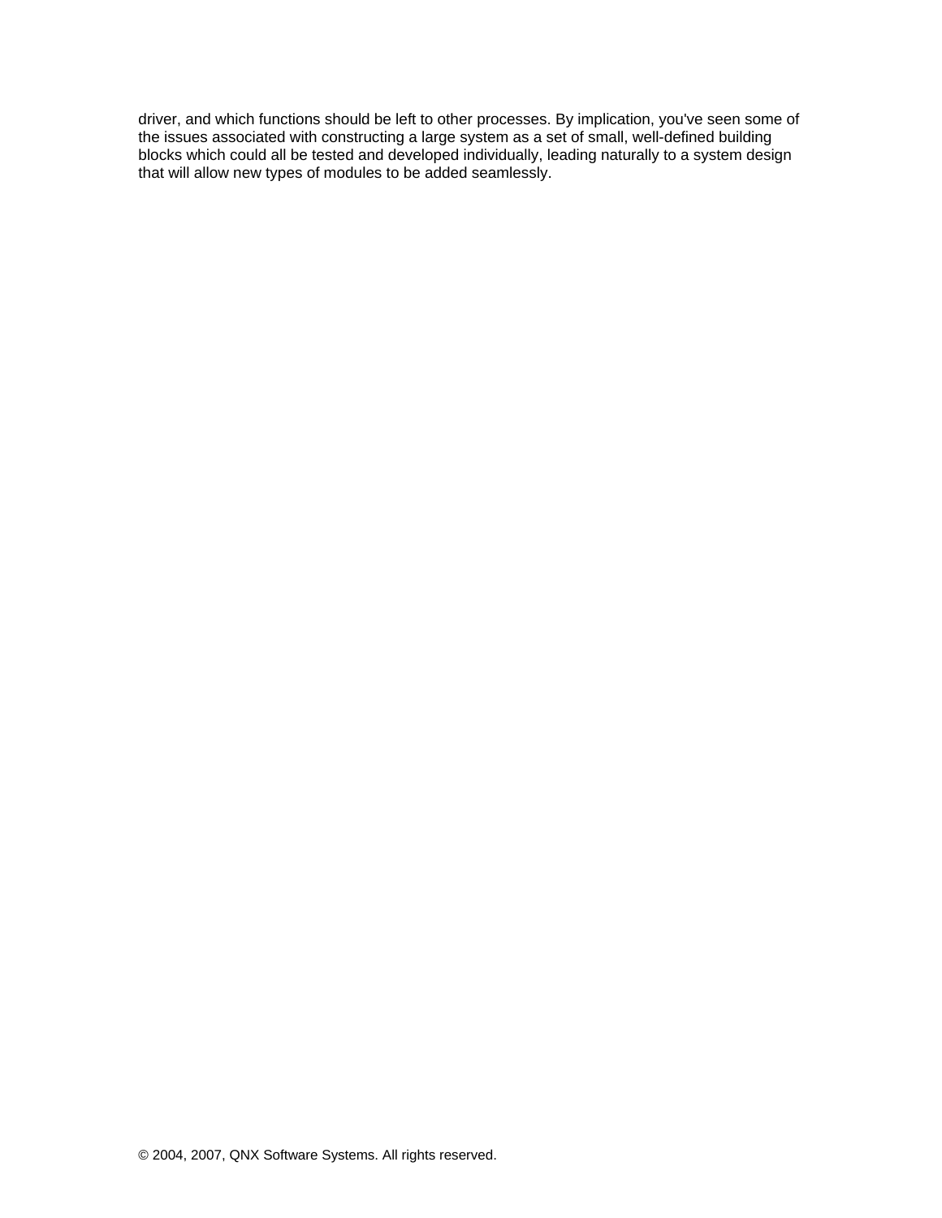driver, and which functions should be left to other processes. By implication, you've seen some of the issues associated with constructing a large system as a set of small, well-defined building blocks which could all be tested and developed individually, leading naturally to a system design that will allow new types of modules to be added seamlessly.